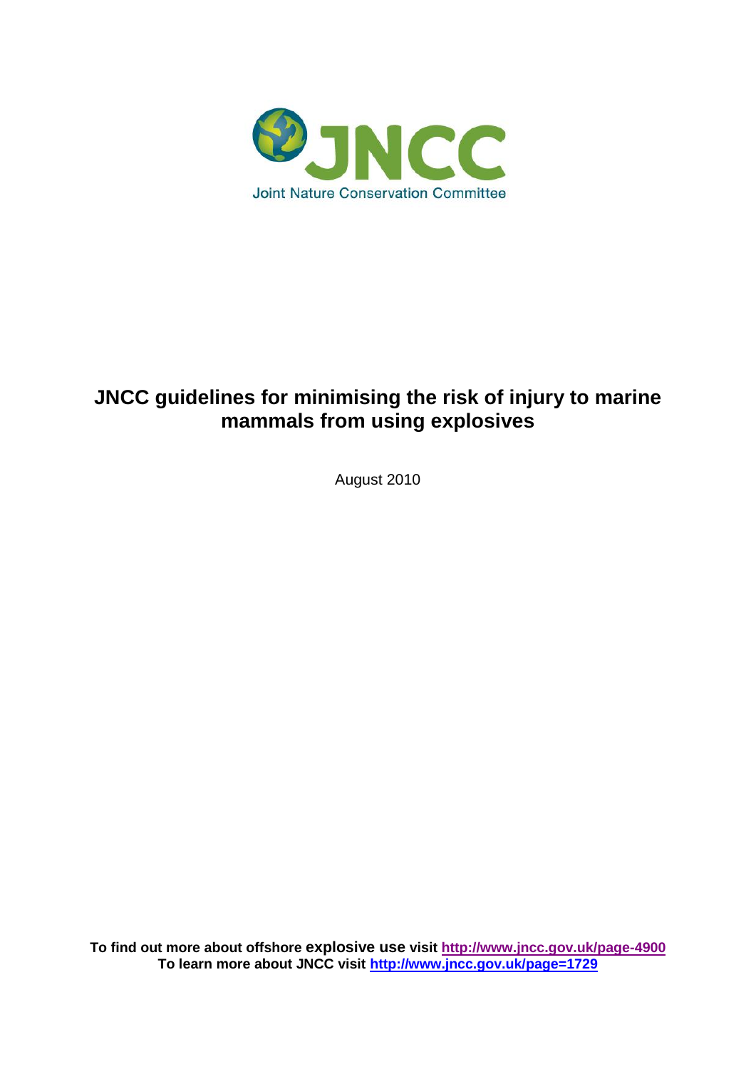JNCC

Joint Nature Conservation Committee

# JNCC guidelines for minimising the risk of injury to marine mammals from using explosives

August 2010

**To find out more about offshore explosive use visit http://www.jncc.gov.uk/page-4900**
**To learn more about JNCC visit http://www.jncc.gov.uk/page=1729**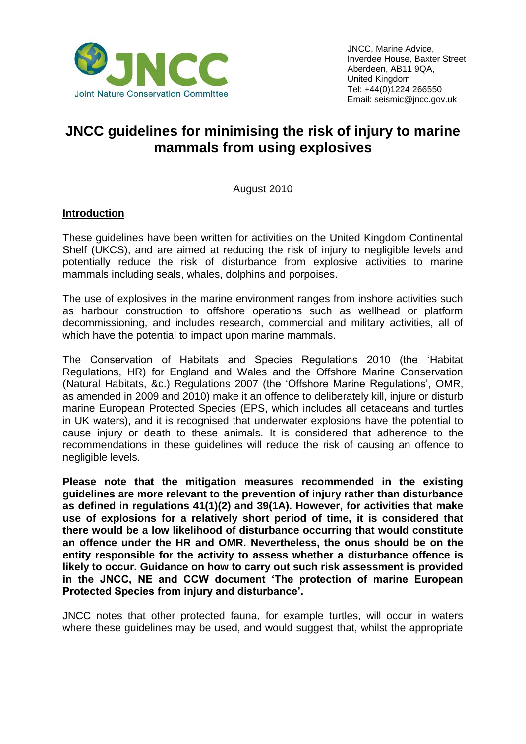JNCC, Marine Advice,
Inverdee House, Baxter Street
Aberdeen, AB11 9QA,
United Kingdom
Tel: +44(0)1224 266550
Email: seismic@jncc.gov.uk

# JNCC guidelines for minimising the risk of injury to marine mammals from using explosives

August 2010

## Introduction

These guidelines have been written for activities on the United Kingdom Continental Shelf (UKCS), and are aimed at reducing the risk of injury to negligible levels and potentially reduce the risk of disturbance from explosive activities to marine mammals including seals, whales, dolphins and porpoises.

The use of explosives in the marine environment ranges from inshore activities such as harbour construction to offshore operations such as wellhead or platform decommissioning, and includes research, commercial and military activities, all of which have the potential to impact upon marine mammals.

The Conservation of Habitats and Species Regulations 2010 (the 'Habitat Regulations, HR) for England and Wales and the Offshore Marine Conservation (Natural Habitats, &c.) Regulations 2007 (the 'Offshore Marine Regulations', OMR, as amended in 2009 and 2010) make it an offence to deliberately kill, injure or disturb marine European Protected Species (EPS, which includes all cetaceans and turtles in UK waters), and it is recognised that underwater explosions have the potential to cause injury or death to these animals. It is considered that adherence to the recommendations in these guidelines will reduce the risk of causing an offence to negligible levels.

**Please note that the mitigation measures recommended in the existing guidelines are more relevant to the prevention of injury rather than disturbance as defined in regulations 41(1)(2) and 39(1A). However, for activities that make use of explosions for a relatively short period of time, it is considered that there would be a low likelihood of disturbance occurring that would constitute an offence under the HR and OMR. Nevertheless, the onus should be on the entity responsible for the activity to assess whether a disturbance offence is likely to occur. Guidance on how to carry out such risk assessment is provided in the JNCC, NE and CCW document 'The protection of marine European Protected Species from injury and disturbance'.**

JNCC notes that other protected fauna, for example turtles, will occur in waters where these guidelines may be used, and would suggest that, whilst the appropriate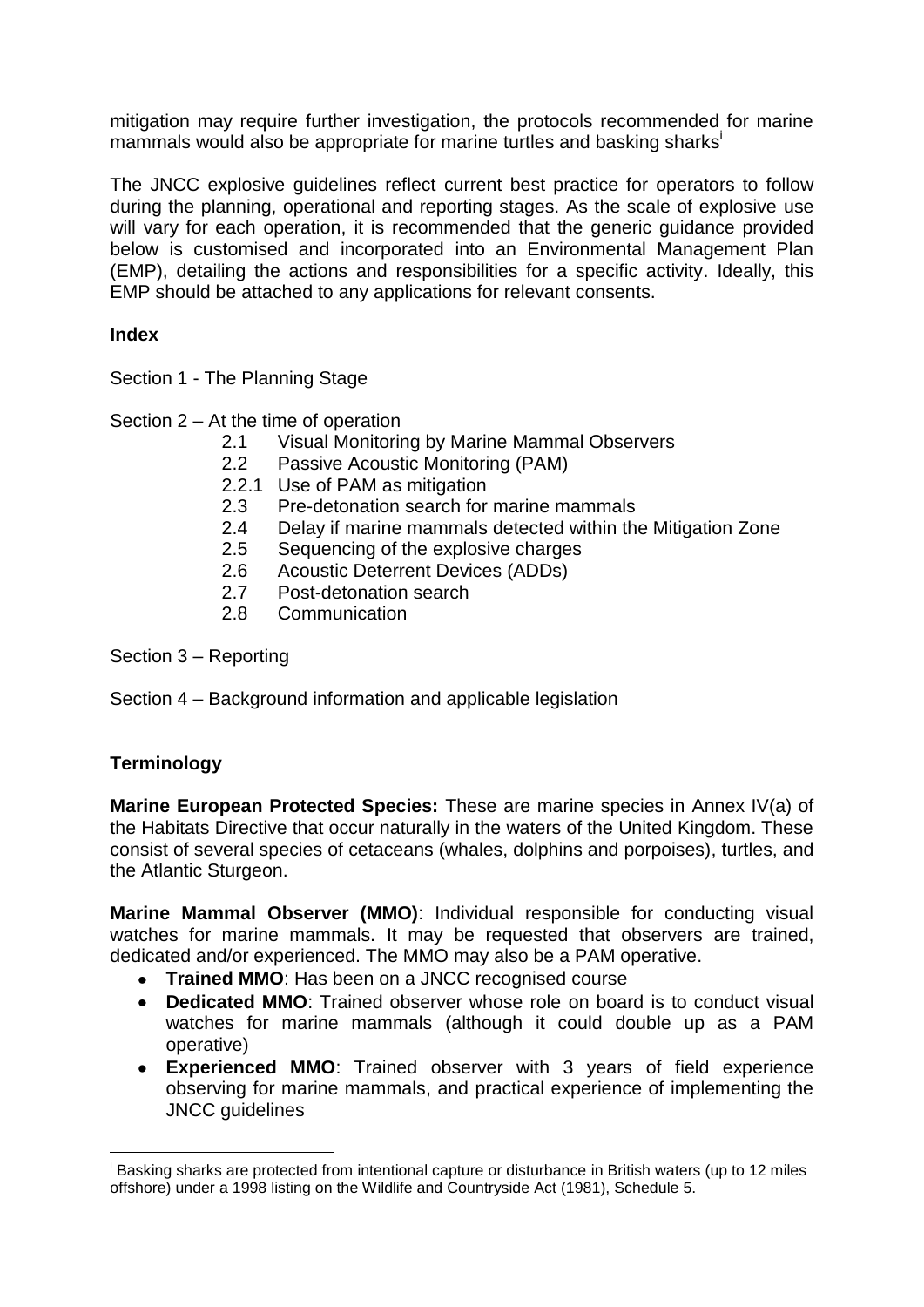mitigation may require further investigation, the protocols recommended for marine mammals would also be appropriate for marine turtles and basking sharks[i]

The JNCC explosive guidelines reflect current best practice for operators to follow during the planning, operational and reporting stages. As the scale of explosive use will vary for each operation, it is recommended that the generic guidance provided below is customised and incorporated into an Environmental Management Plan (EMP), detailing the actions and responsibilities for a specific activity. Ideally, this EMP should be attached to any applications for relevant consents.

**Index**

Section 1 - The Planning Stage

Section 2 – At the time of operation

- 2.1 Visual Monitoring by Marine Mammal Observers
- 2.2 Passive Acoustic Monitoring (PAM)
- 2.2.1 Use of PAM as mitigation
- 2.3 Pre-detonation search for marine mammals
- 2.4 Delay if marine mammals detected within the Mitigation Zone
- 2.5 Sequencing of the explosive charges
- 2.6 Acoustic Deterrent Devices (ADDs)
- 2.7 Post-detonation search
- 2.8 Communication

Section 3 – Reporting

Section 4 – Background information and applicable legislation

**Terminology**

**Marine European Protected Species:** These are marine species in Annex IV(a) of the Habitats Directive that occur naturally in the waters of the United Kingdom. These consist of several species of cetaceans (whales, dolphins and porpoises), turtles, and the Atlantic Sturgeon.

**Marine Mammal Observer (MMO)**: Individual responsible for conducting visual watches for marine mammals. It may be requested that observers are trained, dedicated and/or experienced. The MMO may also be a PAM operative.

- **Trained MMO**: Has been on a JNCC recognised course
- **Dedicated MMO**: Trained observer whose role on board is to conduct visual watches for marine mammals (although it could double up as a PAM operative)
- **Experienced MMO**: Trained observer with 3 years of field experience observing for marine mammals, and practical experience of implementing the JNCC guidelines

[i] Basking sharks are protected from intentional capture or disturbance in British waters (up to 12 miles offshore) under a 1998 listing on the Wildlife and Countryside Act (1981), Schedule 5.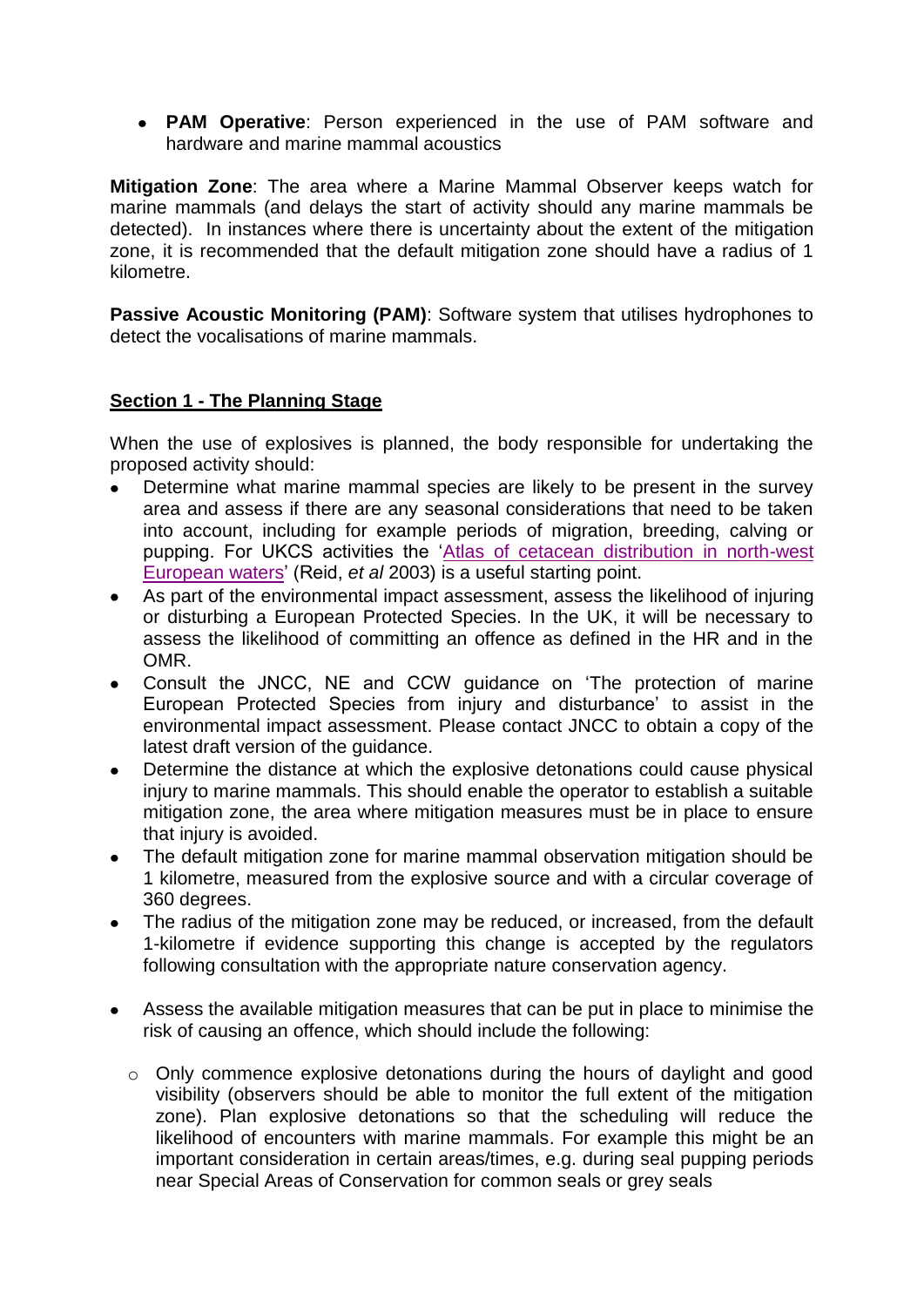- **PAM Operative**: Person experienced in the use of PAM software and hardware and marine mammal acoustics

**Mitigation Zone**: The area where a Marine Mammal Observer keeps watch for marine mammals (and delays the start of activity should any marine mammals be detected). In instances where there is uncertainty about the extent of the mitigation zone, it is recommended that the default mitigation zone should have a radius of 1 kilometre.

**Passive Acoustic Monitoring (PAM)**: Software system that utilises hydrophones to detect the vocalisations of marine mammals.

## Section 1 - The Planning Stage

When the use of explosives is planned, the body responsible for undertaking the proposed activity should:

- Determine what marine mammal species are likely to be present in the survey area and assess if there are any seasonal considerations that need to be taken into account, including for example periods of migration, breeding, calving or pupping. For UKCS activities the 'Atlas of cetacean distribution in north-west European waters' (Reid, *et al* 2003) is a useful starting point.
- As part of the environmental impact assessment, assess the likelihood of injuring or disturbing a European Protected Species. In the UK, it will be necessary to assess the likelihood of committing an offence as defined in the HR and in the OMR.
- Consult the JNCC, NE and CCW guidance on 'The protection of marine European Protected Species from injury and disturbance' to assist in the environmental impact assessment. Please contact JNCC to obtain a copy of the latest draft version of the guidance.
- Determine the distance at which the explosive detonations could cause physical injury to marine mammals. This should enable the operator to establish a suitable mitigation zone, the area where mitigation measures must be in place to ensure that injury is avoided.
- The default mitigation zone for marine mammal observation mitigation should be 1 kilometre, measured from the explosive source and with a circular coverage of 360 degrees.
- The radius of the mitigation zone may be reduced, or increased, from the default 1-kilometre if evidence supporting this change is accepted by the regulators following consultation with the appropriate nature conservation agency.
- Assess the available mitigation measures that can be put in place to minimise the risk of causing an offence, which should include the following:
  - Only commence explosive detonations during the hours of daylight and good visibility (observers should be able to monitor the full extent of the mitigation zone). Plan explosive detonations so that the scheduling will reduce the likelihood of encounters with marine mammals. For example this might be an important consideration in certain areas/times, e.g. during seal pupping periods near Special Areas of Conservation for common seals or grey seals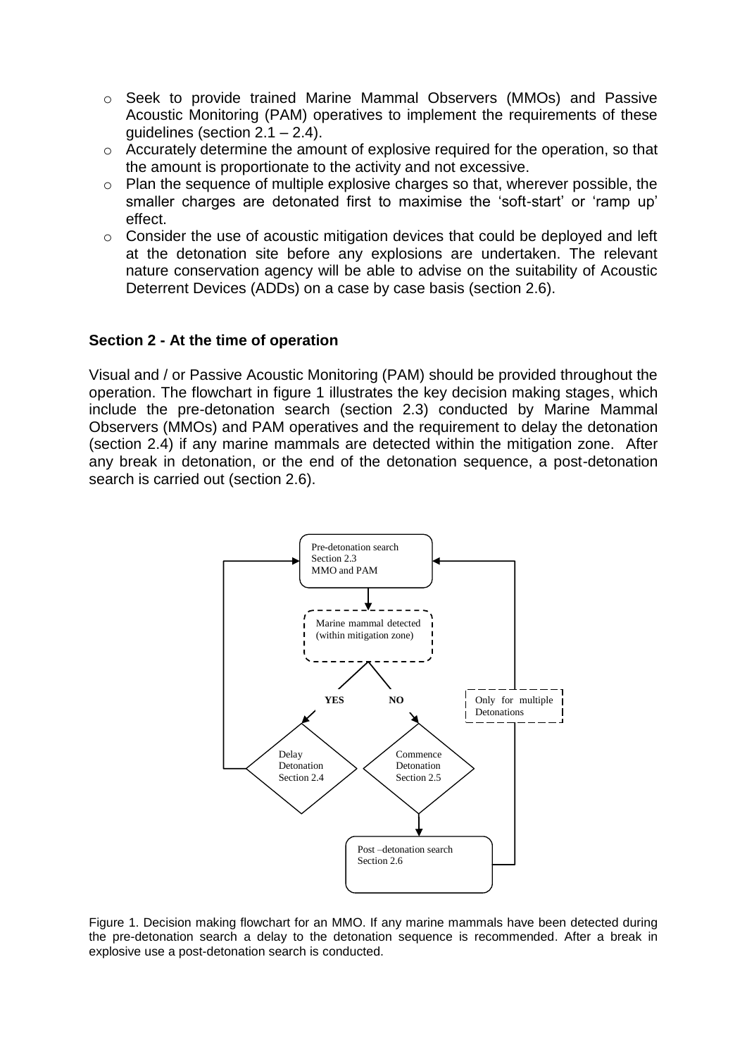- Seek to provide trained Marine Mammal Observers (MMOs) and Passive Acoustic Monitoring (PAM) operatives to implement the requirements of these guidelines (section 2.1 – 2.4).
- Accurately determine the amount of explosive required for the operation, so that the amount is proportionate to the activity and not excessive.
- Plan the sequence of multiple explosive charges so that, wherever possible, the smaller charges are detonated first to maximise the 'soft-start' or 'ramp up' effect.
- Consider the use of acoustic mitigation devices that could be deployed and left at the detonation site before any explosions are undertaken. The relevant nature conservation agency will be able to advise on the suitability of Acoustic Deterrent Devices (ADDs) on a case by case basis (section 2.6).

## Section 2 - At the time of operation

Visual and / or Passive Acoustic Monitoring (PAM) should be provided throughout the operation. The flowchart in figure 1 illustrates the key decision making stages, which include the pre-detonation search (section 2.3) conducted by Marine Mammal Observers (MMOs) and PAM operatives and the requirement to delay the detonation (section 2.4) if any marine mammals are detected within the mitigation zone. After any break in detonation, or the end of the detonation sequence, a post-detonation search is carried out (section 2.6).

Pre-detonation search
Section 2.3
MMO and PAM

Marine mammal detected
(within mitigation zone)

YES

NO

Delay
Detonation
Section 2.4

Commence
Detonation
Section 2.5

Only for multiple
Detonations

Post –detonation search
Section 2.6

Figure 1. Decision making flowchart for an MMO. If any marine mammals have been detected during the pre-detonation search a delay to the detonation sequence is recommended. After a break in explosive use a post-detonation search is conducted.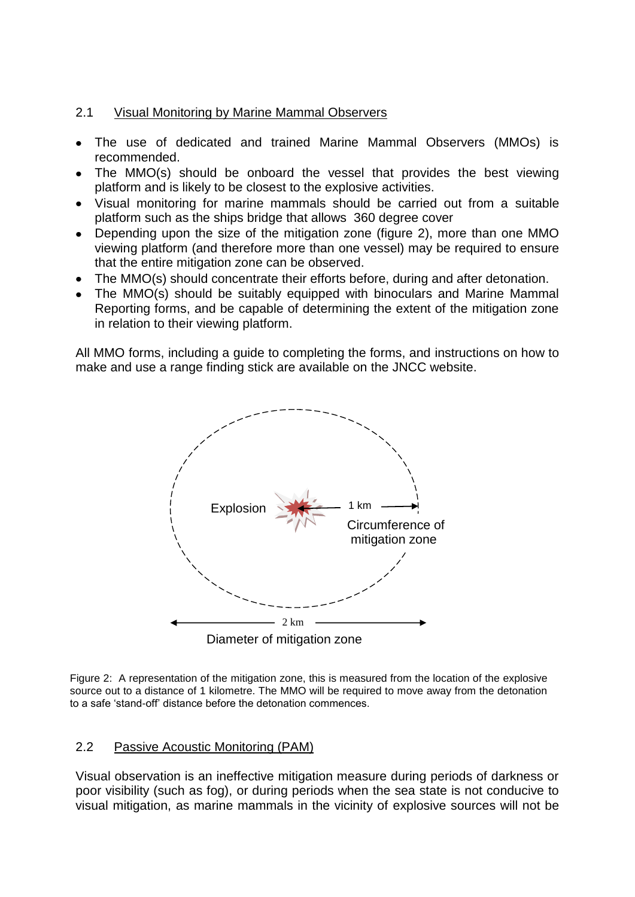## 2.1 Visual Monitoring by Marine Mammal Observers

- The use of dedicated and trained Marine Mammal Observers (MMOs) is recommended.
- The MMO(s) should be onboard the vessel that provides the best viewing platform and is likely to be closest to the explosive activities.
- Visual monitoring for marine mammals should be carried out from a suitable platform such as the ships bridge that allows 360 degree cover
- Depending upon the size of the mitigation zone (figure 2), more than one MMO viewing platform (and therefore more than one vessel) may be required to ensure that the entire mitigation zone can be observed.
- The MMO(s) should concentrate their efforts before, during and after detonation.
- The MMO(s) should be suitably equipped with binoculars and Marine Mammal Reporting forms, and be capable of determining the extent of the mitigation zone in relation to their viewing platform.

All MMO forms, including a guide to completing the forms, and instructions on how to make and use a range finding stick are available on the JNCC website.

Explosion

1 km

Circumference of mitigation zone

2 km

Diameter of mitigation zone

Figure 2: A representation of the mitigation zone, this is measured from the location of the explosive source out to a distance of 1 kilometre. The MMO will be required to move away from the detonation to a safe 'stand-off' distance before the detonation commences.

## 2.2 Passive Acoustic Monitoring (PAM)

Visual observation is an ineffective mitigation measure during periods of darkness or poor visibility (such as fog), or during periods when the sea state is not conducive to visual mitigation, as marine mammals in the vicinity of explosive sources will not be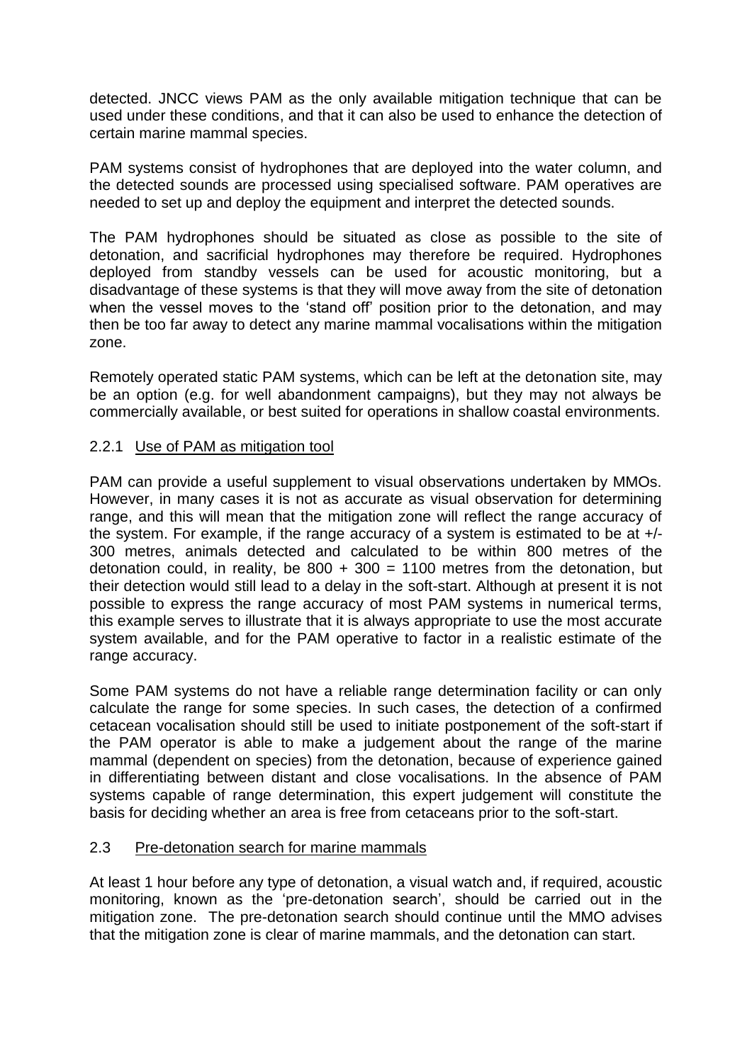detected. JNCC views PAM as the only available mitigation technique that can be used under these conditions, and that it can also be used to enhance the detection of certain marine mammal species.

PAM systems consist of hydrophones that are deployed into the water column, and the detected sounds are processed using specialised software. PAM operatives are needed to set up and deploy the equipment and interpret the detected sounds.

The PAM hydrophones should be situated as close as possible to the site of detonation, and sacrificial hydrophones may therefore be required. Hydrophones deployed from standby vessels can be used for acoustic monitoring, but a disadvantage of these systems is that they will move away from the site of detonation when the vessel moves to the 'stand off' position prior to the detonation, and may then be too far away to detect any marine mammal vocalisations within the mitigation zone.

Remotely operated static PAM systems, which can be left at the detonation site, may be an option (e.g. for well abandonment campaigns), but they may not always be commercially available, or best suited for operations in shallow coastal environments.

### 2.2.1 Use of PAM as mitigation tool

PAM can provide a useful supplement to visual observations undertaken by MMOs. However, in many cases it is not as accurate as visual observation for determining range, and this will mean that the mitigation zone will reflect the range accuracy of the system. For example, if the range accuracy of a system is estimated to be at +/- 300 metres, animals detected and calculated to be within 800 metres of the detonation could, in reality, be 800 + 300 = 1100 metres from the detonation, but their detection would still lead to a delay in the soft-start. Although at present it is not possible to express the range accuracy of most PAM systems in numerical terms, this example serves to illustrate that it is always appropriate to use the most accurate system available, and for the PAM operative to factor in a realistic estimate of the range accuracy.

Some PAM systems do not have a reliable range determination facility or can only calculate the range for some species. In such cases, the detection of a confirmed cetacean vocalisation should still be used to initiate postponement of the soft-start if the PAM operator is able to make a judgement about the range of the marine mammal (dependent on species) from the detonation, because of experience gained in differentiating between distant and close vocalisations. In the absence of PAM systems capable of range determination, this expert judgement will constitute the basis for deciding whether an area is free from cetaceans prior to the soft-start.

## 2.3 Pre-detonation search for marine mammals

At least 1 hour before any type of detonation, a visual watch and, if required, acoustic monitoring, known as the 'pre-detonation search', should be carried out in the mitigation zone. The pre-detonation search should continue until the MMO advises that the mitigation zone is clear of marine mammals, and the detonation can start.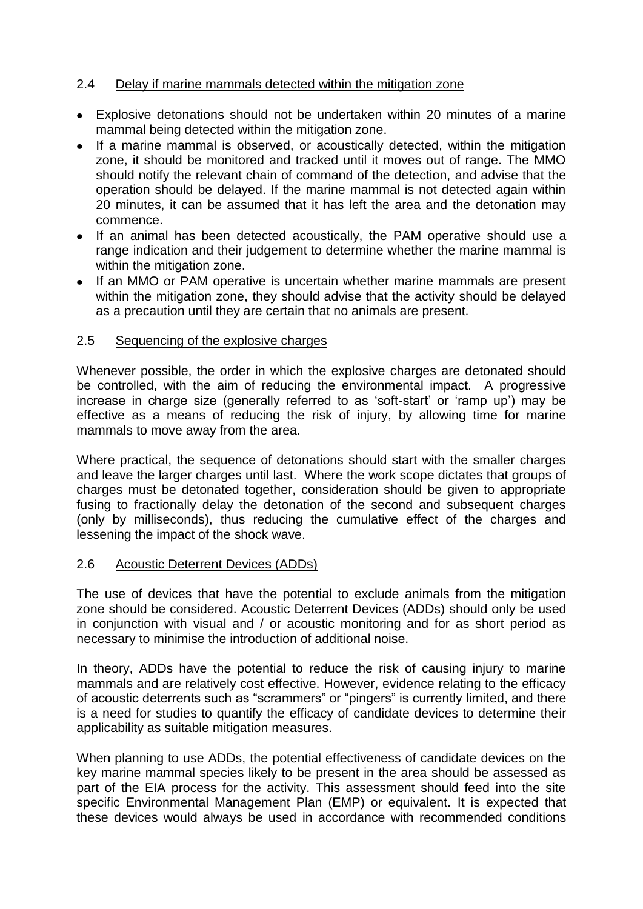### 2.4 Delay if marine mammals detected within the mitigation zone

- Explosive detonations should not be undertaken within 20 minutes of a marine mammal being detected within the mitigation zone.
- If a marine mammal is observed, or acoustically detected, within the mitigation zone, it should be monitored and tracked until it moves out of range. The MMO should notify the relevant chain of command of the detection, and advise that the operation should be delayed. If the marine mammal is not detected again within 20 minutes, it can be assumed that it has left the area and the detonation may commence.
- If an animal has been detected acoustically, the PAM operative should use a range indication and their judgement to determine whether the marine mammal is within the mitigation zone.
- If an MMO or PAM operative is uncertain whether marine mammals are present within the mitigation zone, they should advise that the activity should be delayed as a precaution until they are certain that no animals are present.

### 2.5 Sequencing of the explosive charges

Whenever possible, the order in which the explosive charges are detonated should be controlled, with the aim of reducing the environmental impact. A progressive increase in charge size (generally referred to as 'soft-start' or 'ramp up') may be effective as a means of reducing the risk of injury, by allowing time for marine mammals to move away from the area.

Where practical, the sequence of detonations should start with the smaller charges and leave the larger charges until last. Where the work scope dictates that groups of charges must be detonated together, consideration should be given to appropriate fusing to fractionally delay the detonation of the second and subsequent charges (only by milliseconds), thus reducing the cumulative effect of the charges and lessening the impact of the shock wave.

### 2.6 Acoustic Deterrent Devices (ADDs)

The use of devices that have the potential to exclude animals from the mitigation zone should be considered. Acoustic Deterrent Devices (ADDs) should only be used in conjunction with visual and / or acoustic monitoring and for as short period as necessary to minimise the introduction of additional noise.

In theory, ADDs have the potential to reduce the risk of causing injury to marine mammals and are relatively cost effective. However, evidence relating to the efficacy of acoustic deterrents such as "scrammers" or "pingers" is currently limited, and there is a need for studies to quantify the efficacy of candidate devices to determine their applicability as suitable mitigation measures.

When planning to use ADDs, the potential effectiveness of candidate devices on the key marine mammal species likely to be present in the area should be assessed as part of the EIA process for the activity. This assessment should feed into the site specific Environmental Management Plan (EMP) or equivalent. It is expected that these devices would always be used in accordance with recommended conditions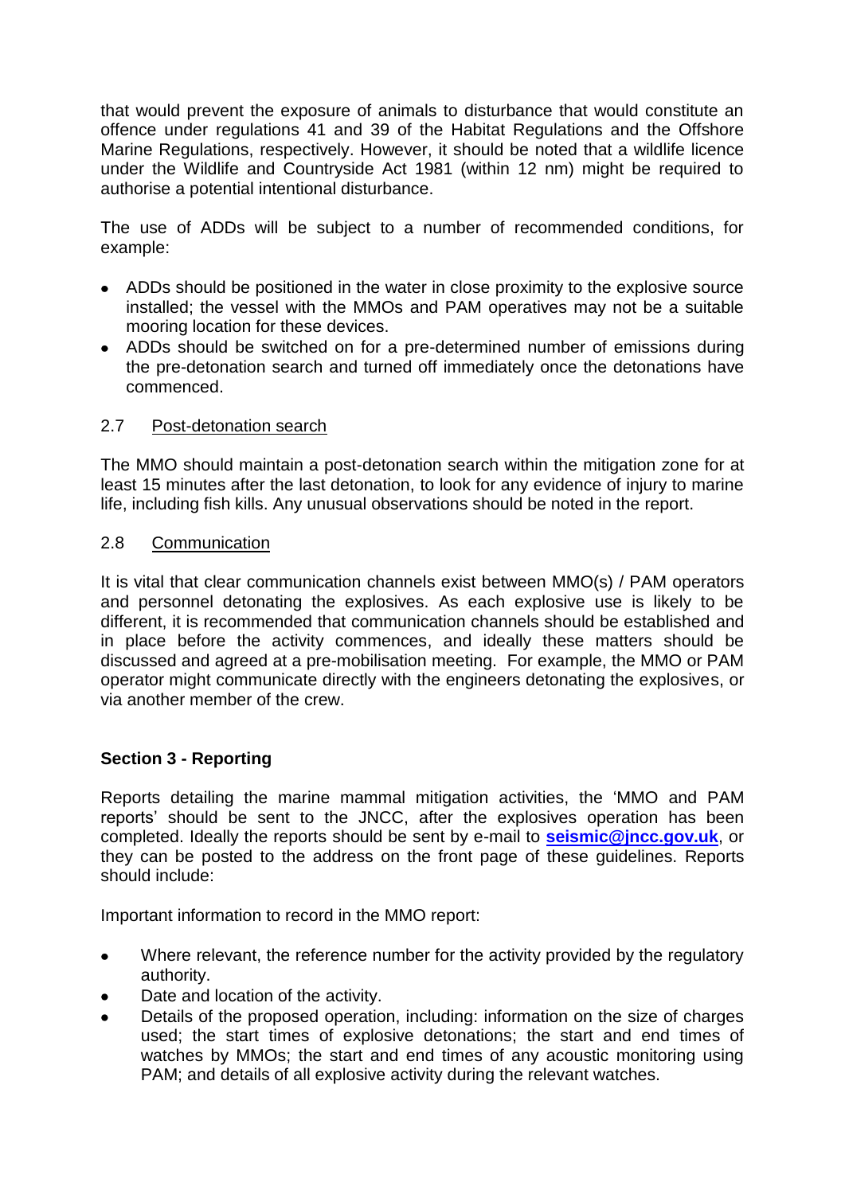that would prevent the exposure of animals to disturbance that would constitute an offence under regulations 41 and 39 of the Habitat Regulations and the Offshore Marine Regulations, respectively. However, it should be noted that a wildlife licence under the Wildlife and Countryside Act 1981 (within 12 nm) might be required to authorise a potential intentional disturbance.

The use of ADDs will be subject to a number of recommended conditions, for example:

- ADDs should be positioned in the water in close proximity to the explosive source installed; the vessel with the MMOs and PAM operatives may not be a suitable mooring location for these devices.
- ADDs should be switched on for a pre-determined number of emissions during the pre-detonation search and turned off immediately once the detonations have commenced.

### 2.7 Post-detonation search

The MMO should maintain a post-detonation search within the mitigation zone for at least 15 minutes after the last detonation, to look for any evidence of injury to marine life, including fish kills. Any unusual observations should be noted in the report.

### 2.8 Communication

It is vital that clear communication channels exist between MMO(s) / PAM operators and personnel detonating the explosives. As each explosive use is likely to be different, it is recommended that communication channels should be established and in place before the activity commences, and ideally these matters should be discussed and agreed at a pre-mobilisation meeting. For example, the MMO or PAM operator might communicate directly with the engineers detonating the explosives, or via another member of the crew.

## Section 3 - Reporting

Reports detailing the marine mammal mitigation activities, the 'MMO and PAM reports' should be sent to the JNCC, after the explosives operation has been completed. Ideally the reports should be sent by e-mail to **seismic@jncc.gov.uk**, or they can be posted to the address on the front page of these guidelines. Reports should include:

Important information to record in the MMO report:

- Where relevant, the reference number for the activity provided by the regulatory authority.
- Date and location of the activity.
- Details of the proposed operation, including: information on the size of charges used; the start times of explosive detonations; the start and end times of watches by MMOs; the start and end times of any acoustic monitoring using PAM; and details of all explosive activity during the relevant watches.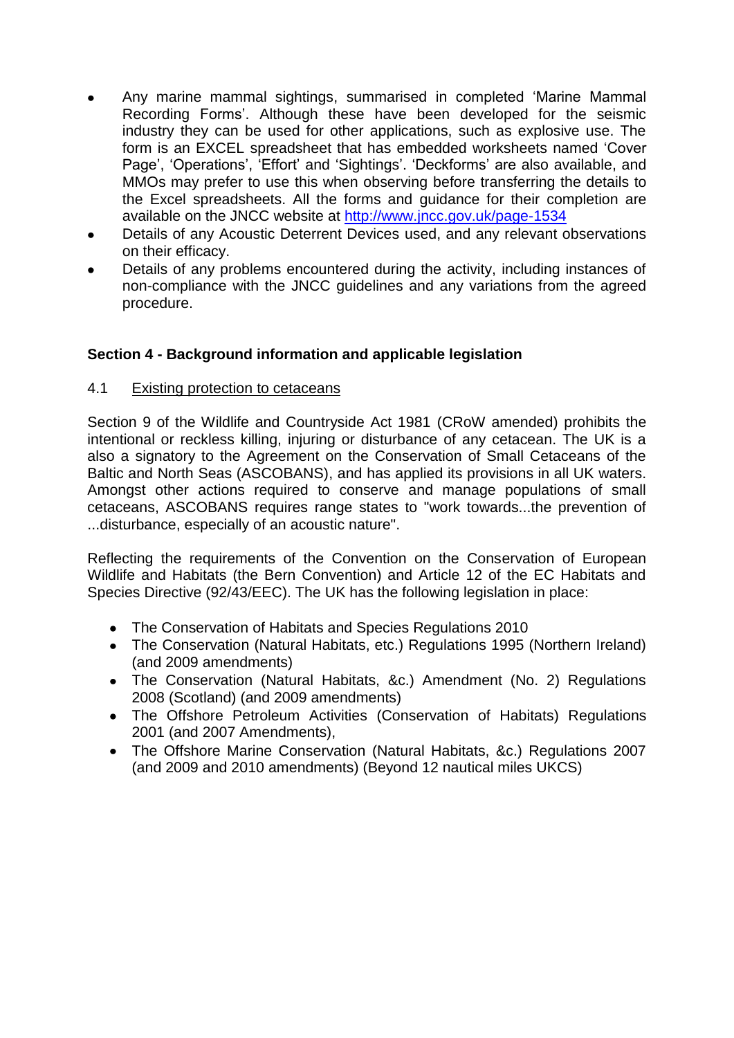- Any marine mammal sightings, summarised in completed 'Marine Mammal Recording Forms'. Although these have been developed for the seismic industry they can be used for other applications, such as explosive use. The form is an EXCEL spreadsheet that has embedded worksheets named 'Cover Page', 'Operations', 'Effort' and 'Sightings'. 'Deckforms' are also available, and MMOs may prefer to use this when observing before transferring the details to the Excel spreadsheets. All the forms and guidance for their completion are available on the JNCC website at [http://www.jncc.gov.uk/page-1534](http://www.jncc.gov.uk/page-1534)
- Details of any Acoustic Deterrent Devices used, and any relevant observations on their efficacy.
- Details of any problems encountered during the activity, including instances of non-compliance with the JNCC guidelines and any variations from the agreed procedure.

## Section 4 - Background information and applicable legislation

### 4.1 Existing protection to cetaceans

Section 9 of the Wildlife and Countryside Act 1981 (CRoW amended) prohibits the intentional or reckless killing, injuring or disturbance of any cetacean. The UK is a also a signatory to the Agreement on the Conservation of Small Cetaceans of the Baltic and North Seas (ASCOBANS), and has applied its provisions in all UK waters. Amongst other actions required to conserve and manage populations of small cetaceans, ASCOBANS requires range states to "work towards...the prevention of ...disturbance, especially of an acoustic nature".

Reflecting the requirements of the Convention on the Conservation of European Wildlife and Habitats (the Bern Convention) and Article 12 of the EC Habitats and Species Directive (92/43/EEC). The UK has the following legislation in place:

- The Conservation of Habitats and Species Regulations 2010
- The Conservation (Natural Habitats, etc.) Regulations 1995 (Northern Ireland) (and 2009 amendments)
- The Conservation (Natural Habitats, &c.) Amendment (No. 2) Regulations 2008 (Scotland) (and 2009 amendments)
- The Offshore Petroleum Activities (Conservation of Habitats) Regulations 2001 (and 2007 Amendments),
- The Offshore Marine Conservation (Natural Habitats, &c.) Regulations 2007 (and 2009 and 2010 amendments) (Beyond 12 nautical miles UKCS)